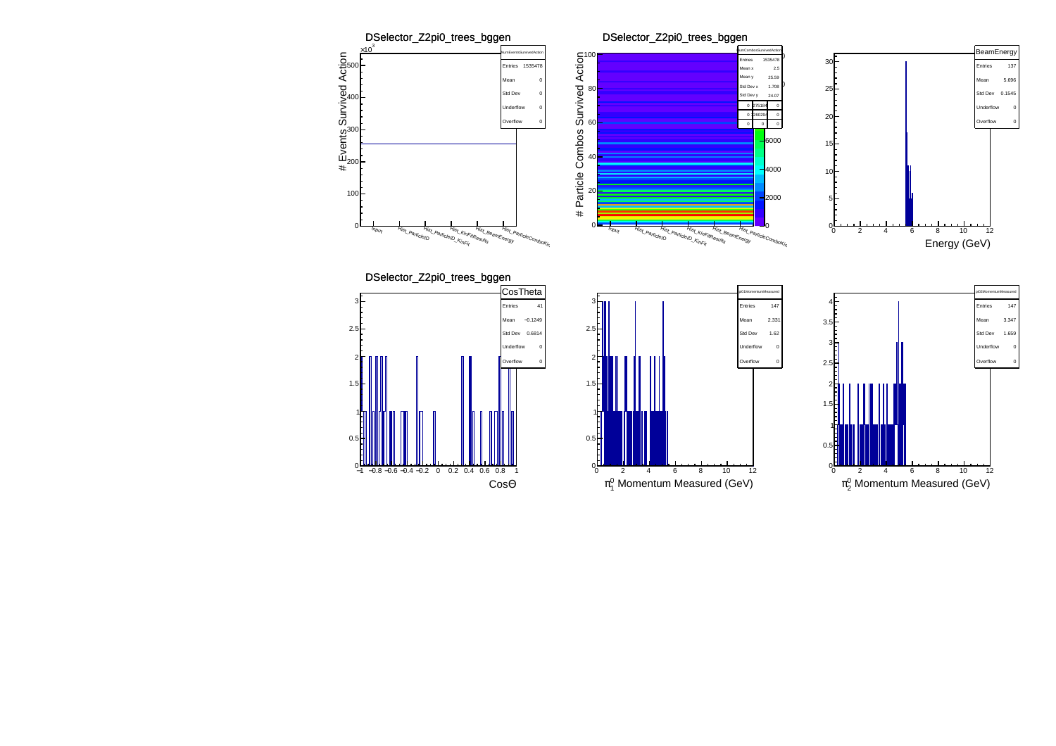## DSelector_Z2pi0_trees_bggen

| NumEventsSurvivedAction | |
|---|---|
| Entries | 1535478 |
| Mean | 0 |
| Std Dev | 0 |
| Underflow | 0 |
| Overflow | 0 |

# Events Survived Action ($\times10^3$)

Input, Hist_ParticleID, Hist_ParticleID_KinFit, Hist_KinFitResults, Hist_BeamEnergy, Hist_ParticleComboKin

## DSelector_Z2pi0_trees_bggen

| NumCombosSurvivedAction | |
|---|---|
| Entries | 1535478 |
| Mean x | 2.5 |
| Mean y | 25.59 |
| Std Dev x | 1.708 |
| Std Dev y | 24.07 |

| | | |
|---|---|---|
| 0 | 7751894 | 0 |
| 0 | 2260294 | 0 |
| 0 | 0 | 0 |

# Particle Combos Survived Action

Input, Hist_ParticleID, Hist_ParticleID_KinFit, Hist_KinFitResults, Hist_BeamEnergy, Hist_ParticleComboKin

| BeamEnergy | |
|---|---|
| Entries | 137 |
| Mean | 5.696 |
| Std Dev | 0.1545 |
| Underflow | 0 |
| Overflow | 0 |

Energy (GeV)

## DSelector_Z2pi0_trees_bggen

| CosTheta | |
|---|---|
| Entries | 41 |
| Mean | −0.1249 |
| Std Dev | 0.6814 |
| Underflow | 0 |
| Overflow | 0 |

$\cos\Theta$

| pi01MomentumMeasured | |
|---|---|
| Entries | 147 |
| Mean | 2.331 |
| Std Dev | 1.62 |
| Underflow | 0 |
| Overflow | 0 |

$\pi^0_1$ Momentum Measured (GeV)

| pi02MomentumMeasured | |
|---|---|
| Entries | 147 |
| Mean | 3.347 |
| Std Dev | 1.659 |
| Underflow | 0 |
| Overflow | 0 |

$\pi^0_2$ Momentum Measured (GeV)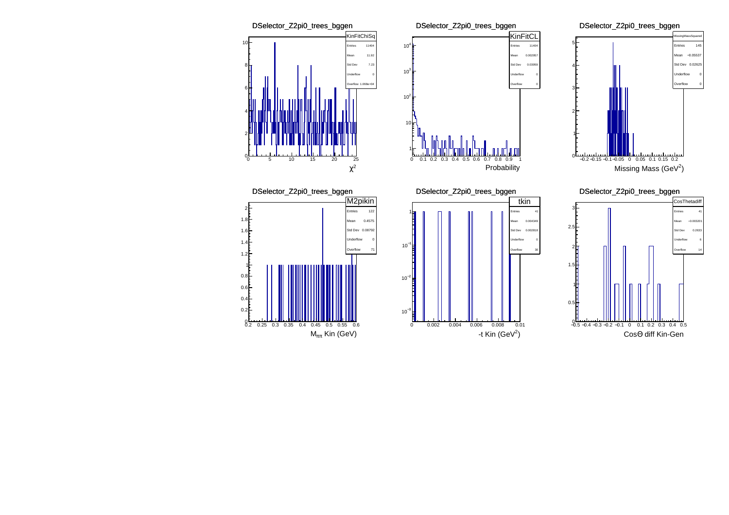## DSelector_Z2pi0_trees_bggen

**KinFitChiSq**

| | |
|---|---|
| Entries | 11404 |
| Mean | 11.92 |
| Std Dev | 7.23 |
| Underflow | 0 |
| Overflow | 1.068e+04 |

x-axis: $\chi^2$

## DSelector_Z2pi0_trees_bggen

**KinFitCL**

| | |
|---|---|
| Entries | 11404 |
| Mean | 0.002957 |
| Std Dev | 0.03959 |
| Underflow | 0 |
| Overflow | 0 |

x-axis: Probability

## DSelector_Z2pi0_trees_bggen

**MissingMassSquared**

| | |
|---|---|
| Entries | 145 |
| Mean | −0.05537 |
| Std Dev | 0.02625 |
| Underflow | 0 |
| Overflow | 0 |

x-axis: Missing Mass ($GeV^2$)

## DSelector_Z2pi0_trees_bggen

**M2pikin**

| | |
|---|---|
| Entries | 122 |
| Mean | 0.4575 |
| Std Dev | 0.08792 |
| Underflow | 0 |
| Overflow | 71 |

x-axis: $M_{\pi\pi}$ Kin (GeV)

## DSelector_Z2pi0_trees_bggen

**tkin**

| | |
|---|---|
| Entries | 41 |
| Mean | 0.004349 |
| Std Dev | 0.002818 |
| Underflow | 0 |
| Overflow | 30 |

x-axis: -t Kin ($GeV^2$)

## DSelector_Z2pi0_trees_bggen

**CosThetadiff**

| | |
|---|---|
| Entries | 41 |
| Mean | −0.003201 |
| Std Dev | 0.2633 |
| Underflow | 6 |
| Overflow | 14 |

x-axis: CosΘ diff Kin-Gen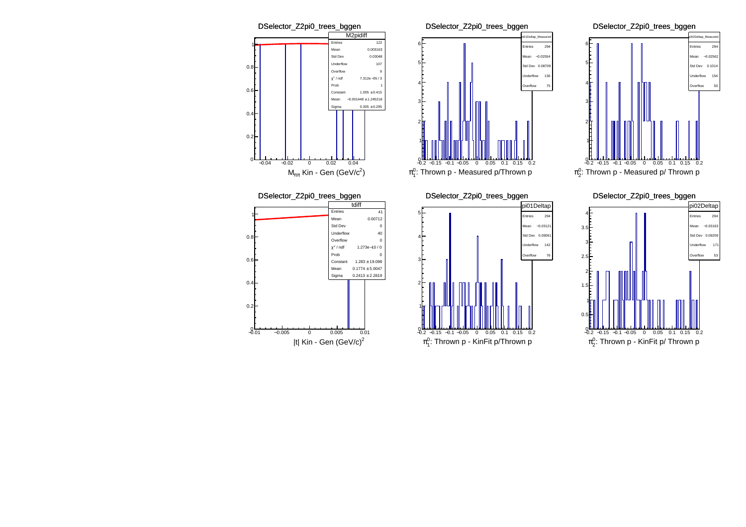DSelector_Z2pi0_trees_bggen

| M2pidiff | |
|---|---|
| Entries | 122 |
| Mean | 0.003163 |
| Std Dev | 0.03048 |
| Underflow | 107 |
| Overflow | 9 |
| $\chi^2$ / ndf | 7.312e−05 / 3 |
| Prob | 1 |
| Constant | 1.005 ± 0.415 |
| Mean | −0.001448 ± 1.245218 |
| Sigma | 0.305 ± 0.295 |

$M_{\pi\pi}$ Kin - Gen (GeV/$c^2$)

DSelector_Z2pi0_trees_bggen

| pi01Deltap_Measured | |
|---|---|
| Entries | 294 |
| Mean | −0.02554 |
| Std Dev | 0.08709 |
| Underflow | 136 |
| Overflow | 75 |

$\pi^0_1$: Thrown p - Measured p/Thrown p

DSelector_Z2pi0_trees_bggen

| pi02Deltap_Measured | |
|---|---|
| Entries | 294 |
| Mean | −0.02562 |
| Std Dev | 0.1014 |
| Underflow | 154 |
| Overflow | 50 |

$\pi^0_2$: Thrown p - Measured p/ Thrown p

DSelector_Z2pi0_trees_bggen

| tdiff | |
|---|---|
| Entries | 41 |
| Mean | 0.00712 |
| Std Dev | 0 |
| Underflow | 40 |
| Overflow | 0 |
| $\chi^2$ / ndf | 1.273e−10 / 0 |
| Prob | 0 |
| Constant | 1.283 ± 19.098 |
| Mean | 0.1774 ± 5.0047 |
| Sigma | 0.2413 ± 2.2819 |

|t| Kin - Gen (GeV/c)$^2$

DSelector_Z2pi0_trees_bggen

| pi01Deltap | |
|---|---|
| Entries | 294 |
| Mean | −0.03121 |
| Std Dev | 0.09061 |
| Underflow | 142 |
| Overflow | 76 |

$\pi^0_1$: Thrown p - KinFit p/Thrown p

DSelector_Z2pi0_trees_bggen

| pi02Deltap | |
|---|---|
| Entries | 294 |
| Mean | −0.03163 |
| Std Dev | 0.09209 |
| Underflow | 171 |
| Overflow | 53 |

$\pi^0_2$: Thrown p - KinFit p/ Thrown p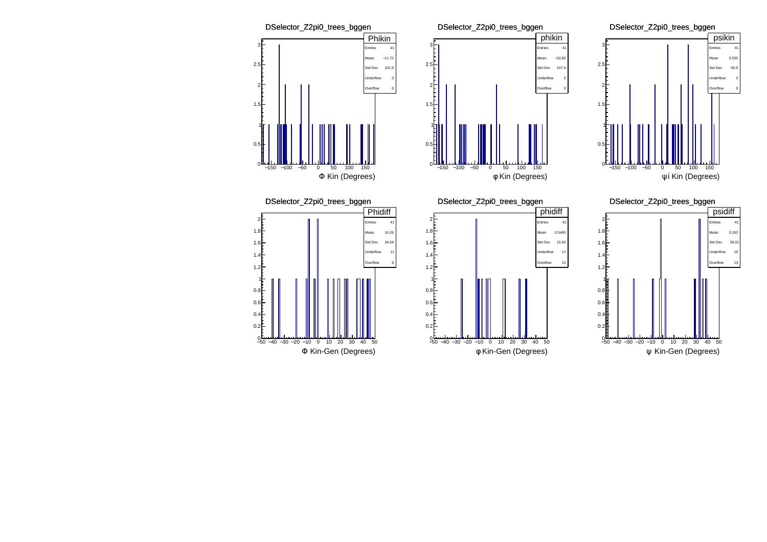## DSelector_Z2pi0_trees_bggen

**Phikin**

| Entries | 41 |
|---|---|
| Mean | −11.72 |
| Std Dev | 101.9 |
| Underflow | 0 |
| Overflow | 0 |

$\Phi$ Kin (Degrees)

## DSelector_Z2pi0_trees_bggen

**phikin**

| Entries | 41 |
|---|---|
| Mean | −32.82 |
| Std Dev | 107.9 |
| Underflow | 0 |
| Overflow | 0 |

$\varphi$ Kin (Degrees)

## DSelector_Z2pi0_trees_bggen

**psikin**

| Entries | 41 |
|---|---|
| Mean | 3.535 |
| Std Dev | 90.9 |
| Underflow | 0 |
| Overflow | 0 |

$\psi$i Kin (Degrees)

## DSelector_Z2pi0_trees_bggen

**Phidiff**

| Entries | 41 |
|---|---|
| Mean | 10.26 |
| Std Dev | 24.54 |
| Underflow | 11 |
| Overflow | 9 |

$\Phi$ Kin-Gen (Degrees)

## DSelector_Z2pi0_trees_bggen

**phidiff**

| Entries | 41 |
|---|---|
| Mean | 0.5465 |
| Std Dev | 15.92 |
| Underflow | 17 |
| Overflow | 12 |

$\varphi$ Kin-Gen (Degrees)

## DSelector_Z2pi0_trees_bggen

**psidiff**

| Entries | 41 |
|---|---|
| Mean | 3.192 |
| Std Dev | 28.01 |
| Underflow | 15 |
| Overflow | 13 |

$\psi$ Kin-Gen (Degrees)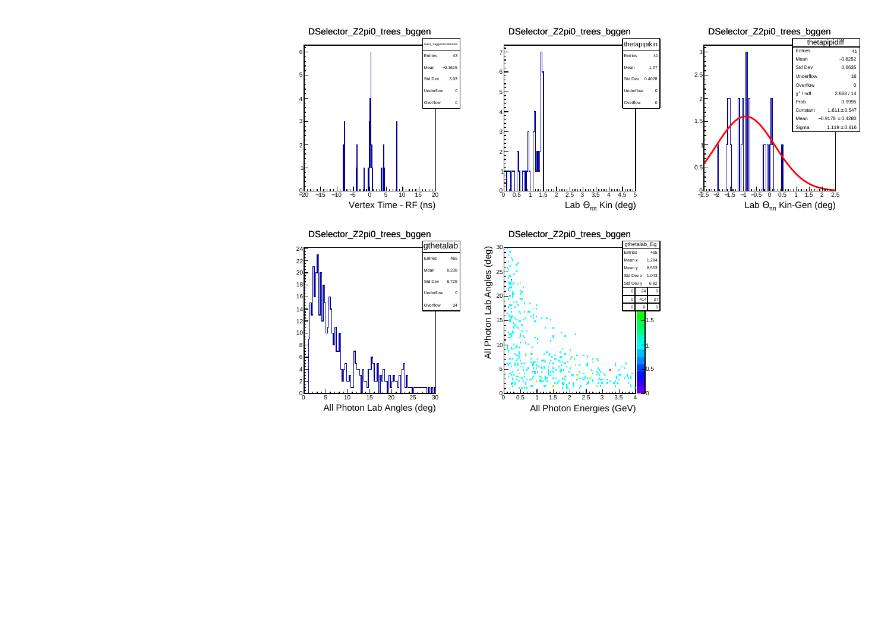DSelector_Z2pi0_trees_bggen

dHist_TaggerAccidentals

Entries 43

Mean −0.1615

Std Dev 3.93

Underflow 0

Overflow 0

Vertex Time - RF (ns)

DSelector_Z2pi0_trees_bggen

thetapipikin

Entries 41

Mean 1.07

Std Dev 0.4078

Underflow 0

Overflow 0

Lab $\Theta_{\pi\pi}$ Kin (deg)

DSelector_Z2pi0_trees_bggen

thetapipidiff

Entries 41

Mean −0.8252

Std Dev 0.6635

Underflow 16

Overflow 0

$\chi^2$ / ndf 2.668 / 14

Prob 0.9995

Constant 1.611 ± 0.547

Mean −0.9178 ± 0.4280

Sigma 1.119 ± 0.816

Lab $\Theta_{\pi\pi}$ Kin-Gen (deg)

DSelector_Z2pi0_trees_bggen

gthetalab

Entries 465

Mean 8.238

Std Dev 6.729

Underflow 0

Overflow 24

All Photon Lab Angles (deg)

DSelector_Z2pi0_trees_bggen

gthetalab_Eg

Entries 465

Mean x 1.284

Mean y 8.553

Std Dev x 1.043

Std Dev y 6.82

0 24 0

0 414 27

0 0 0

All Photon Lab Angles (deg)

All Photon Energies (GeV)